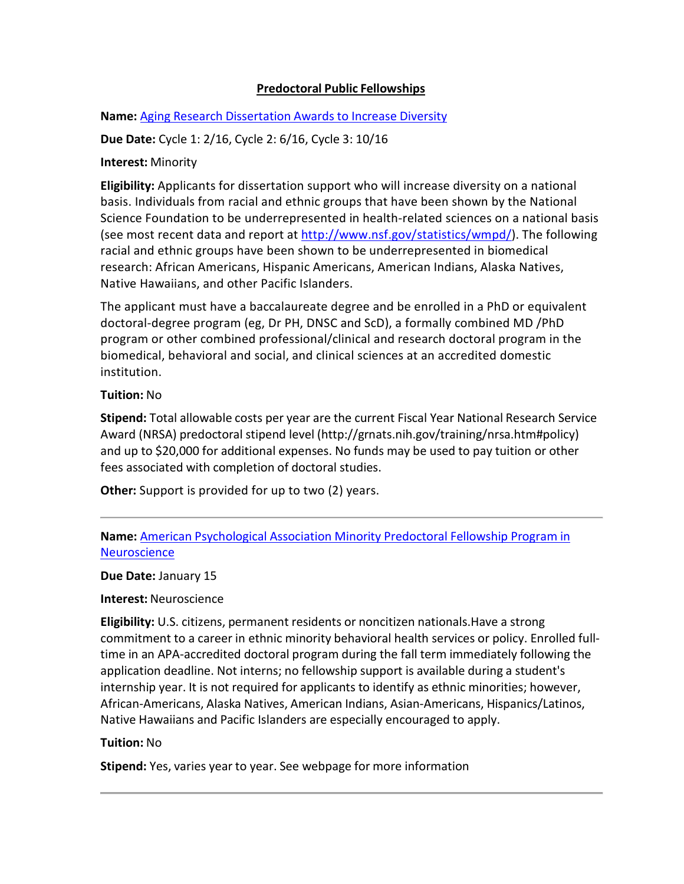## Predoctoral Public Fellowships

**Name:** [Aging Research Dissertation Awards to Increase Diversity]

**Due Date:** Cycle 1: 2/16, Cycle 2: 6/16, Cycle 3: 10/16

**Interest:** Minority

**Eligibility:** Applicants for dissertation support who will increase diversity on a national basis. Individuals from racial and ethnic groups that have been shown by the National Science Foundation to be underrepresented in health-related sciences on a national basis (see most recent data and report at http://www.nsf.gov/statistics/wmpd/). The following racial and ethnic groups have been shown to be underrepresented in biomedical research: African Americans, Hispanic Americans, American Indians, Alaska Natives, Native Hawaiians, and other Pacific Islanders.

The applicant must have a baccalaureate degree and be enrolled in a PhD or equivalent doctoral-degree program (eg, Dr PH, DNSC and ScD), a formally combined MD /PhD program or other combined professional/clinical and research doctoral program in the biomedical, behavioral and social, and clinical sciences at an accredited domestic institution.

**Tuition:** No

**Stipend:** Total allowable costs per year are the current Fiscal Year National Research Service Award (NRSA) predoctoral stipend level (http://grnats.nih.gov/training/nrsa.htm#policy) and up to $20,000 for additional expenses. No funds may be used to pay tuition or other fees associated with completion of doctoral studies.

**Other:** Support is provided for up to two (2) years.

---

**Name:** [American Psychological Association Minority Predoctoral Fellowship Program in Neuroscience]

**Due Date:** January 15

**Interest:** Neuroscience

**Eligibility:** U.S. citizens, permanent residents or noncitizen nationals.Have a strong commitment to a career in ethnic minority behavioral health services or policy. Enrolled full-time in an APA-accredited doctoral program during the fall term immediately following the application deadline. Not interns; no fellowship support is available during a student's internship year. It is not required for applicants to identify as ethnic minorities; however, African-Americans, Alaska Natives, American Indians, Asian-Americans, Hispanics/Latinos, Native Hawaiians and Pacific Islanders are especially encouraged to apply.

**Tuition:** No

**Stipend:** Yes, varies year to year. See webpage for more information

---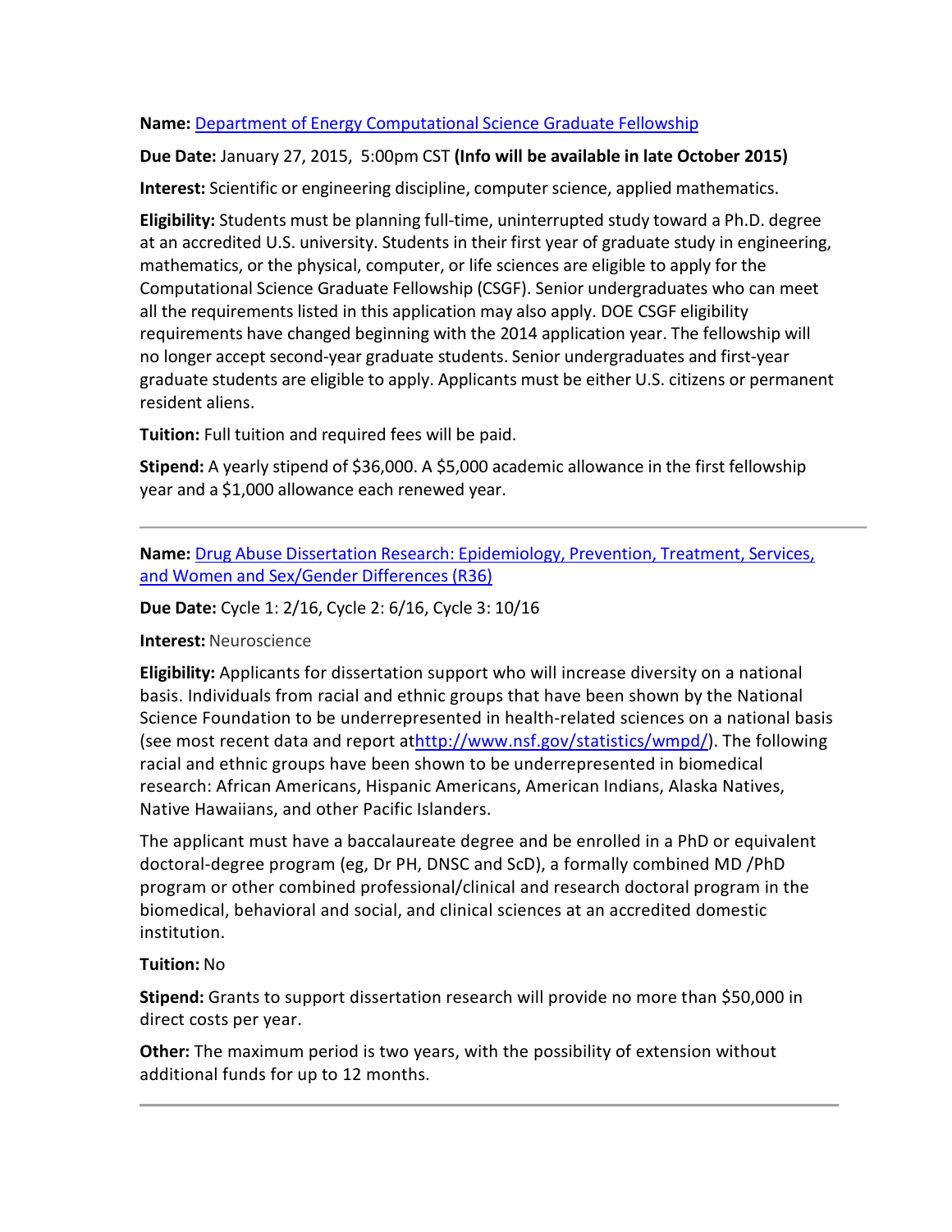**Name:** [Department of Energy Computational Science Graduate Fellowship]

**Due Date:** January 27, 2015, 5:00pm CST **(Info will be available in late October 2015)**

**Interest:** Scientific or engineering discipline, computer science, applied mathematics.

**Eligibility:** Students must be planning full-time, uninterrupted study toward a Ph.D. degree at an accredited U.S. university. Students in their first year of graduate study in engineering, mathematics, or the physical, computer, or life sciences are eligible to apply for the Computational Science Graduate Fellowship (CSGF). Senior undergraduates who can meet all the requirements listed in this application may also apply. DOE CSGF eligibility requirements have changed beginning with the 2014 application year. The fellowship will no longer accept second-year graduate students. Senior undergraduates and first-year graduate students are eligible to apply. Applicants must be either U.S. citizens or permanent resident aliens.

**Tuition:** Full tuition and required fees will be paid.

**Stipend:** A yearly stipend of $36,000. A $5,000 academic allowance in the first fellowship year and a $1,000 allowance each renewed year.

---

**Name:** [Drug Abuse Dissertation Research: Epidemiology, Prevention, Treatment, Services, and Women and Sex/Gender Differences (R36)]

**Due Date:** Cycle 1: 2/16, Cycle 2: 6/16, Cycle 3: 10/16

**Interest:** Neuroscience

**Eligibility:** Applicants for dissertation support who will increase diversity on a national basis. Individuals from racial and ethnic groups that have been shown by the National Science Foundation to be underrepresented in health-related sciences on a national basis (see most recent data and report athttp://www.nsf.gov/statistics/wmpd/). The following racial and ethnic groups have been shown to be underrepresented in biomedical research: African Americans, Hispanic Americans, American Indians, Alaska Natives, Native Hawaiians, and other Pacific Islanders.

The applicant must have a baccalaureate degree and be enrolled in a PhD or equivalent doctoral-degree program (eg, Dr PH, DNSC and ScD), a formally combined MD /PhD program or other combined professional/clinical and research doctoral program in the biomedical, behavioral and social, and clinical sciences at an accredited domestic institution.

**Tuition:** No

**Stipend:** Grants to support dissertation research will provide no more than $50,000 in direct costs per year.

**Other:** The maximum period is two years, with the possibility of extension without additional funds for up to 12 months.

---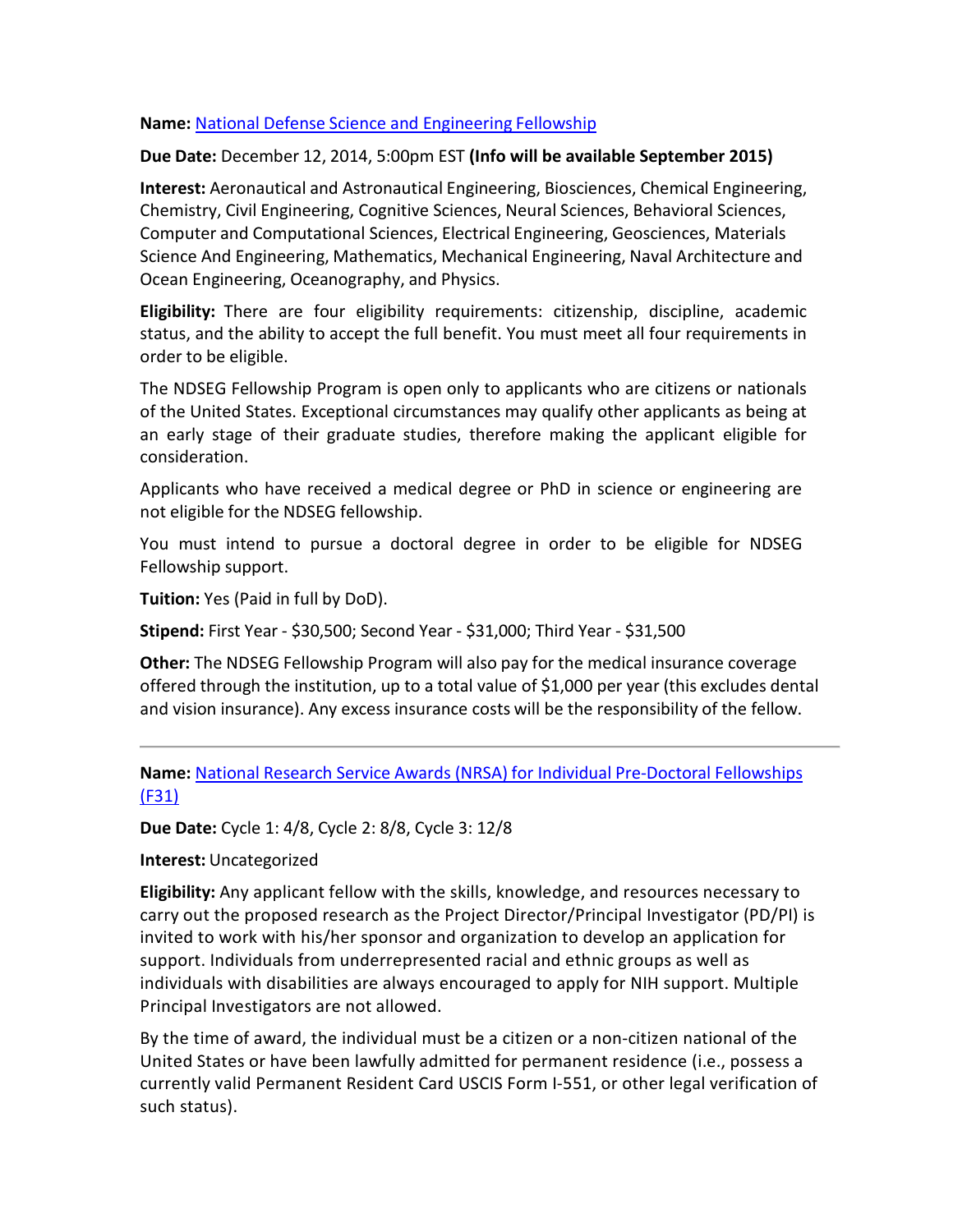**Name:** National Defense Science and Engineering Fellowship

**Due Date:** December 12, 2014, 5:00pm EST **(Info will be available September 2015)**

**Interest:** Aeronautical and Astronautical Engineering, Biosciences, Chemical Engineering, Chemistry, Civil Engineering, Cognitive Sciences, Neural Sciences, Behavioral Sciences, Computer and Computational Sciences, Electrical Engineering, Geosciences, Materials Science And Engineering, Mathematics, Mechanical Engineering, Naval Architecture and Ocean Engineering, Oceanography, and Physics.

**Eligibility:** There are four eligibility requirements: citizenship, discipline, academic status, and the ability to accept the full benefit. You must meet all four requirements in order to be eligible.

The NDSEG Fellowship Program is open only to applicants who are citizens or nationals of the United States. Exceptional circumstances may qualify other applicants as being at an early stage of their graduate studies, therefore making the applicant eligible for consideration.

Applicants who have received a medical degree or PhD in science or engineering are not eligible for the NDSEG fellowship.

You must intend to pursue a doctoral degree in order to be eligible for NDSEG Fellowship support.

**Tuition:** Yes (Paid in full by DoD).

**Stipend:** First Year - $30,500; Second Year - $31,000; Third Year - $31,500

**Other:** The NDSEG Fellowship Program will also pay for the medical insurance coverage offered through the institution, up to a total value of $1,000 per year (this excludes dental and vision insurance). Any excess insurance costs will be the responsibility of the fellow.

---

**Name:** National Research Service Awards (NRSA) for Individual Pre-Doctoral Fellowships (F31)

**Due Date:** Cycle 1: 4/8, Cycle 2: 8/8, Cycle 3: 12/8

**Interest:** Uncategorized

**Eligibility:** Any applicant fellow with the skills, knowledge, and resources necessary to carry out the proposed research as the Project Director/Principal Investigator (PD/PI) is invited to work with his/her sponsor and organization to develop an application for support. Individuals from underrepresented racial and ethnic groups as well as individuals with disabilities are always encouraged to apply for NIH support. Multiple Principal Investigators are not allowed.

By the time of award, the individual must be a citizen or a non-citizen national of the United States or have been lawfully admitted for permanent residence (i.e., possess a currently valid Permanent Resident Card USCIS Form I-551, or other legal verification of such status).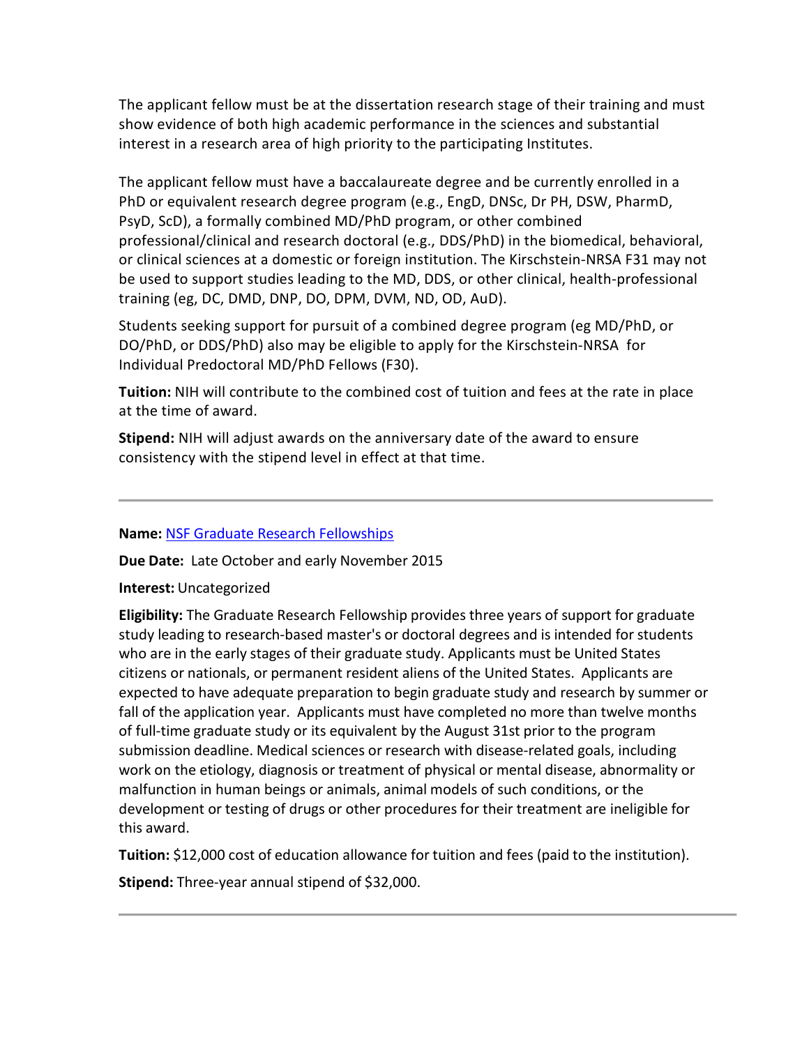The applicant fellow must be at the dissertation research stage of their training and must show evidence of both high academic performance in the sciences and substantial interest in a research area of high priority to the participating Institutes.

The applicant fellow must have a baccalaureate degree and be currently enrolled in a PhD or equivalent research degree program (e.g., EngD, DNSc, Dr PH, DSW, PharmD, PsyD, ScD), a formally combined MD/PhD program, or other combined professional/clinical and research doctoral (e.g., DDS/PhD) in the biomedical, behavioral, or clinical sciences at a domestic or foreign institution. The Kirschstein-NRSA F31 may not be used to support studies leading to the MD, DDS, or other clinical, health-professional training (eg, DC, DMD, DNP, DO, DPM, DVM, ND, OD, AuD).

Students seeking support for pursuit of a combined degree program (eg MD/PhD, or DO/PhD, or DDS/PhD) also may be eligible to apply for the Kirschstein-NRSA for Individual Predoctoral MD/PhD Fellows (F30).

**Tuition:** NIH will contribute to the combined cost of tuition and fees at the rate in place at the time of award.

**Stipend:** NIH will adjust awards on the anniversary date of the award to ensure consistency with the stipend level in effect at that time.

---

**Name:** NSF Graduate Research Fellowships

**Due Date:** Late October and early November 2015

**Interest:** Uncategorized

**Eligibility:** The Graduate Research Fellowship provides three years of support for graduate study leading to research-based master's or doctoral degrees and is intended for students who are in the early stages of their graduate study. Applicants must be United States citizens or nationals, or permanent resident aliens of the United States. Applicants are expected to have adequate preparation to begin graduate study and research by summer or fall of the application year. Applicants must have completed no more than twelve months of full-time graduate study or its equivalent by the August 31st prior to the program submission deadline. Medical sciences or research with disease-related goals, including work on the etiology, diagnosis or treatment of physical or mental disease, abnormality or malfunction in human beings or animals, animal models of such conditions, or the development or testing of drugs or other procedures for their treatment are ineligible for this award.

**Tuition:** $12,000 cost of education allowance for tuition and fees (paid to the institution).

**Stipend:** Three-year annual stipend of $32,000.

---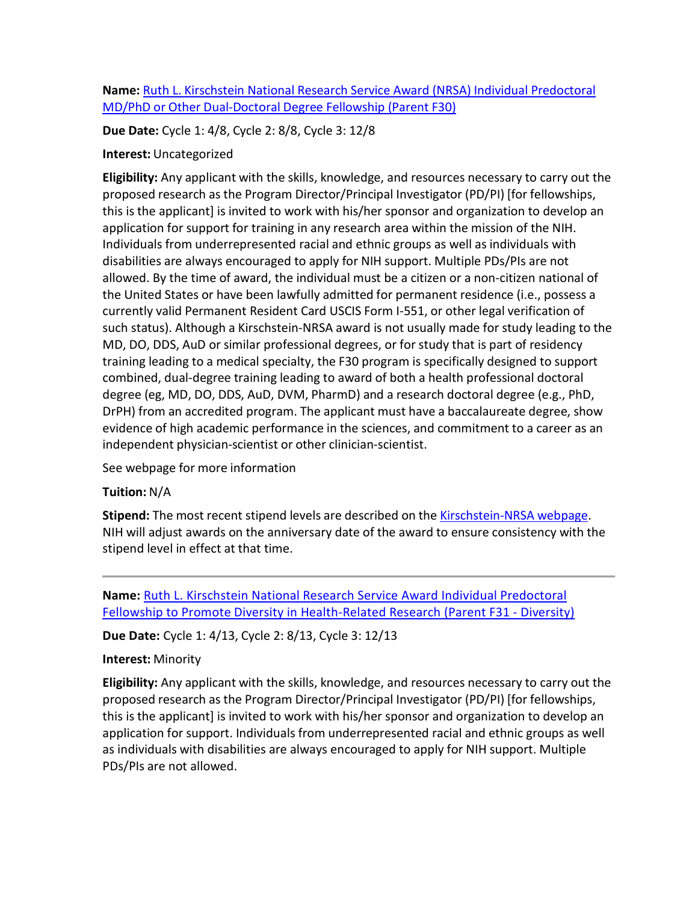**Name:** [Ruth L. Kirschstein National Research Service Award (NRSA) Individual Predoctoral MD/PhD or Other Dual-Doctoral Degree Fellowship (Parent F30)]

**Due Date:** Cycle 1: 4/8, Cycle 2: 8/8, Cycle 3: 12/8

**Interest:** Uncategorized

**Eligibility:** Any applicant with the skills, knowledge, and resources necessary to carry out the proposed research as the Program Director/Principal Investigator (PD/PI) [for fellowships, this is the applicant] is invited to work with his/her sponsor and organization to develop an application for support for training in any research area within the mission of the NIH. Individuals from underrepresented racial and ethnic groups as well as individuals with disabilities are always encouraged to apply for NIH support. Multiple PDs/PIs are not allowed. By the time of award, the individual must be a citizen or a non-citizen national of the United States or have been lawfully admitted for permanent residence (i.e., possess a currently valid Permanent Resident Card USCIS Form I-551, or other legal verification of such status). Although a Kirschstein-NRSA award is not usually made for study leading to the MD, DO, DDS, AuD or similar professional degrees, or for study that is part of residency training leading to a medical specialty, the F30 program is specifically designed to support combined, dual-degree training leading to award of both a health professional doctoral degree (eg, MD, DO, DDS, AuD, DVM, PharmD) and a research doctoral degree (e.g., PhD, DrPH) from an accredited program. The applicant must have a baccalaureate degree, show evidence of high academic performance in the sciences, and commitment to a career as an independent physician-scientist or other clinician-scientist.

See webpage for more information

**Tuition:** N/A

**Stipend:** The most recent stipend levels are described on the [Kirschstein-NRSA webpage]. NIH will adjust awards on the anniversary date of the award to ensure consistency with the stipend level in effect at that time.

---

**Name:** [Ruth L. Kirschstein National Research Service Award Individual Predoctoral Fellowship to Promote Diversity in Health-Related Research (Parent F31 - Diversity)]

**Due Date:** Cycle 1: 4/13, Cycle 2: 8/13, Cycle 3: 12/13

**Interest:** Minority

**Eligibility:** Any applicant with the skills, knowledge, and resources necessary to carry out the proposed research as the Program Director/Principal Investigator (PD/PI) [for fellowships, this is the applicant] is invited to work with his/her sponsor and organization to develop an application for support. Individuals from underrepresented racial and ethnic groups as well as individuals with disabilities are always encouraged to apply for NIH support. Multiple PDs/PIs are not allowed.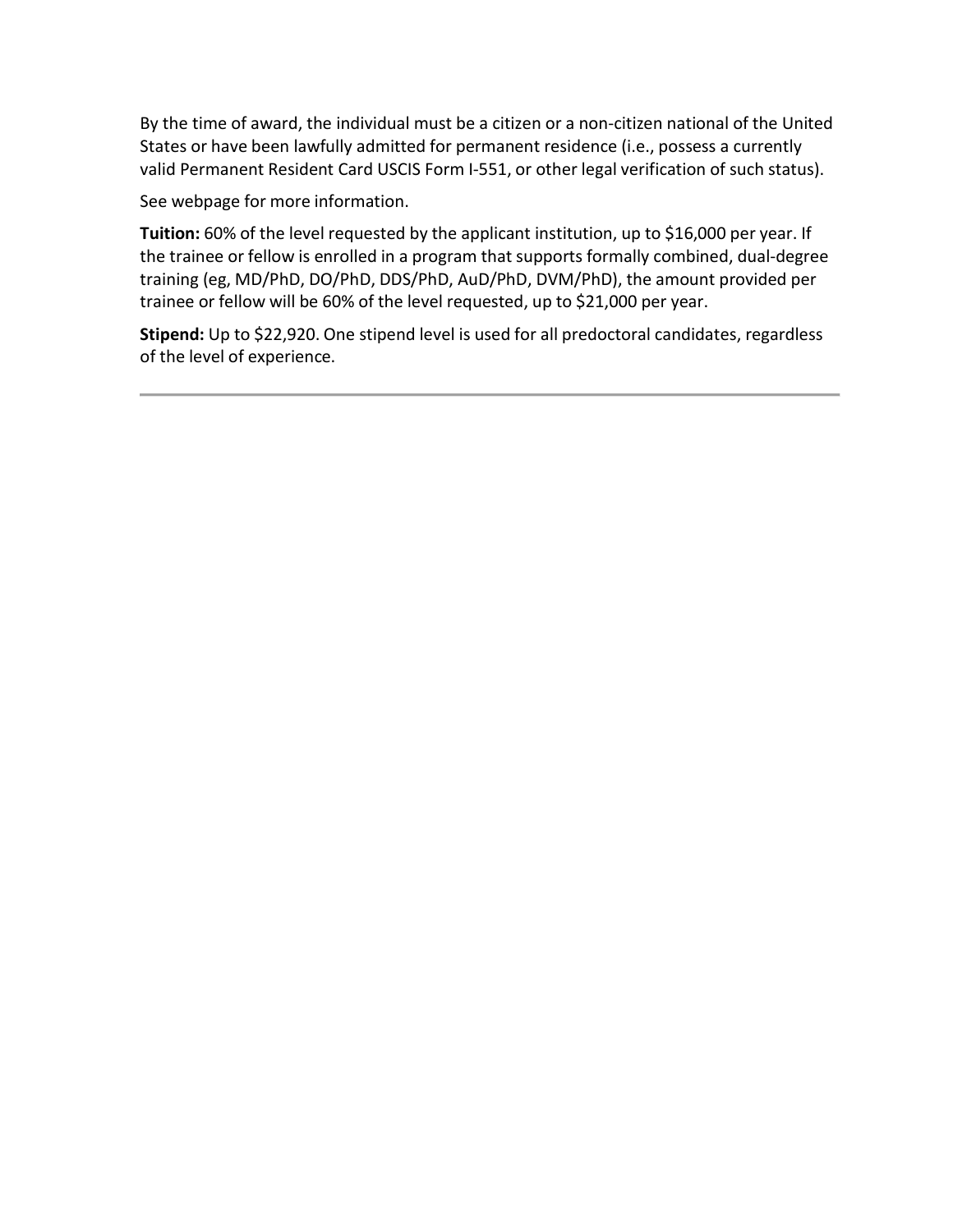By the time of award, the individual must be a citizen or a non-citizen national of the United States or have been lawfully admitted for permanent residence (i.e., possess a currently valid Permanent Resident Card USCIS Form I-551, or other legal verification of such status).

See webpage for more information.

**Tuition:** 60% of the level requested by the applicant institution, up to $16,000 per year. If the trainee or fellow is enrolled in a program that supports formally combined, dual-degree training (eg, MD/PhD, DO/PhD, DDS/PhD, AuD/PhD, DVM/PhD), the amount provided per trainee or fellow will be 60% of the level requested, up to $21,000 per year.

**Stipend:** Up to $22,920. One stipend level is used for all predoctoral candidates, regardless of the level of experience.

---